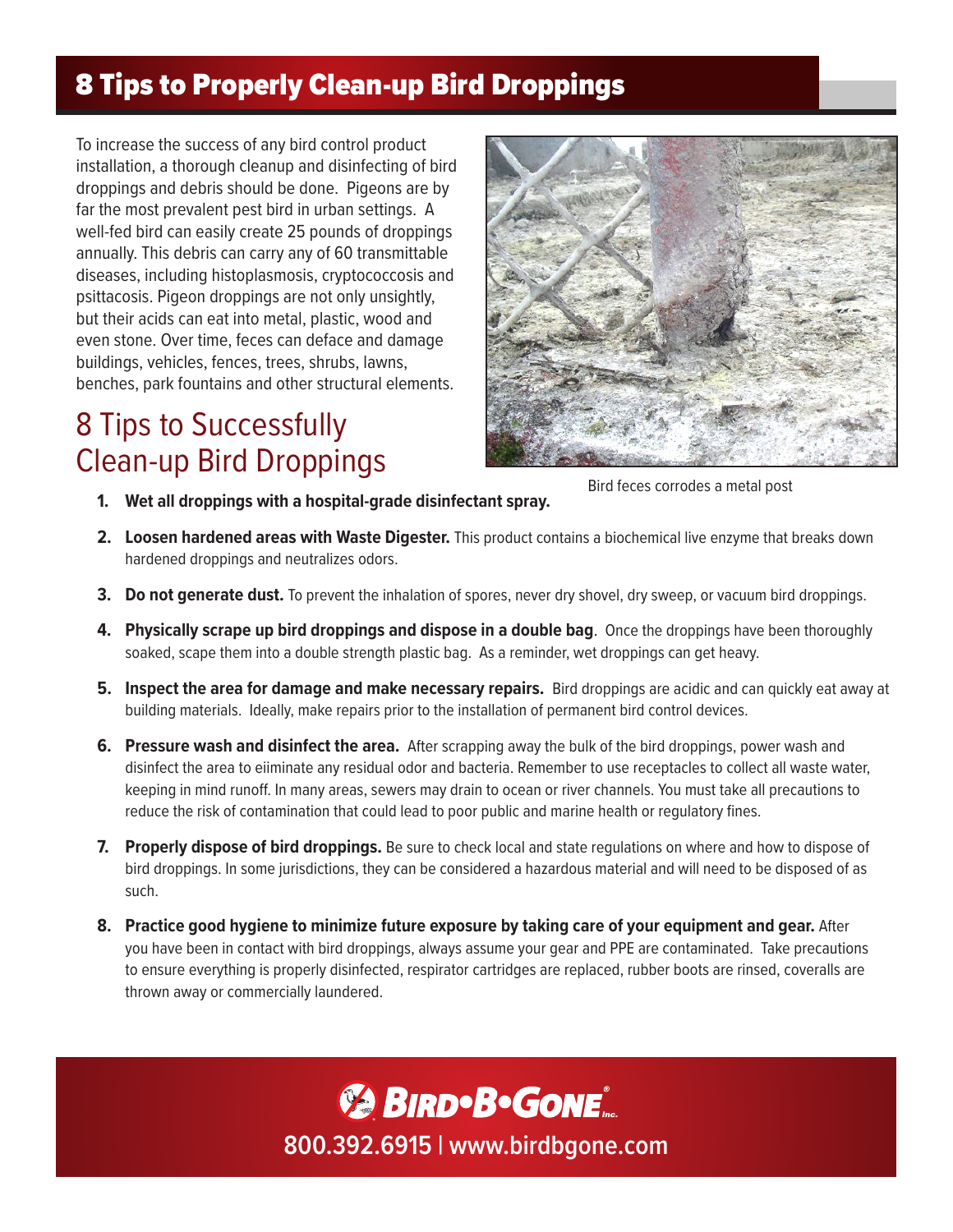# 8 Tips to Properly Clean-up Bird Droppings

To increase the success of any bird control product installation, a thorough cleanup and disinfecting of bird droppings and debris should be done. Pigeons are by far the most prevalent pest bird in urban settings. A well-fed bird can easily create 25 pounds of droppings annually. This debris can carry any of 60 transmittable diseases, including histoplasmosis, cryptococcosis and psittacosis. Pigeon droppings are not only unsightly, but their acids can eat into metal, plastic, wood and even stone. Over time, feces can deface and damage buildings, vehicles, fences, trees, shrubs, lawns, benches, park fountains and other structural elements.

Bird feces corrodes a metal post

## 8 Tips to Successfully Clean-up Bird Droppings

1. **Wet all droppings with a hospital-grade disinfectant spray.**
2. **Loosen hardened areas with Waste Digester.** This product contains a biochemical live enzyme that breaks down hardened droppings and neutralizes odors.
3. **Do not generate dust.** To prevent the inhalation of spores, never dry shovel, dry sweep, or vacuum bird droppings.
4. **Physically scrape up bird droppings and dispose in a double bag**. Once the droppings have been thoroughly soaked, scape them into a double strength plastic bag. As a reminder, wet droppings can get heavy.
5. **Inspect the area for damage and make necessary repairs.** Bird droppings are acidic and can quickly eat away at building materials. Ideally, make repairs prior to the installation of permanent bird control devices.
6. **Pressure wash and disinfect the area.** After scrapping away the bulk of the bird droppings, power wash and disinfect the area to eiiminate any residual odor and bacteria. Remember to use receptacles to collect all waste water, keeping in mind runoff. In many areas, sewers may drain to ocean or river channels. You must take all precautions to reduce the risk of contamination that could lead to poor public and marine health or regulatory fines.
7. **Properly dispose of bird droppings.** Be sure to check local and state regulations on where and how to dispose of bird droppings. In some jurisdictions, they can be considered a hazardous material and will need to be disposed of as such.
8. **Practice good hygiene to minimize future exposure by taking care of your equipment and gear.** After you have been in contact with bird droppings, always assume your gear and PPE are contaminated. Take precautions to ensure everything is properly disinfected, respirator cartridges are replaced, rubber boots are rinsed, coveralls are thrown away or commercially laundered.

BIRD•B•GONE Inc.

800.392.6915 | www.birdbgone.com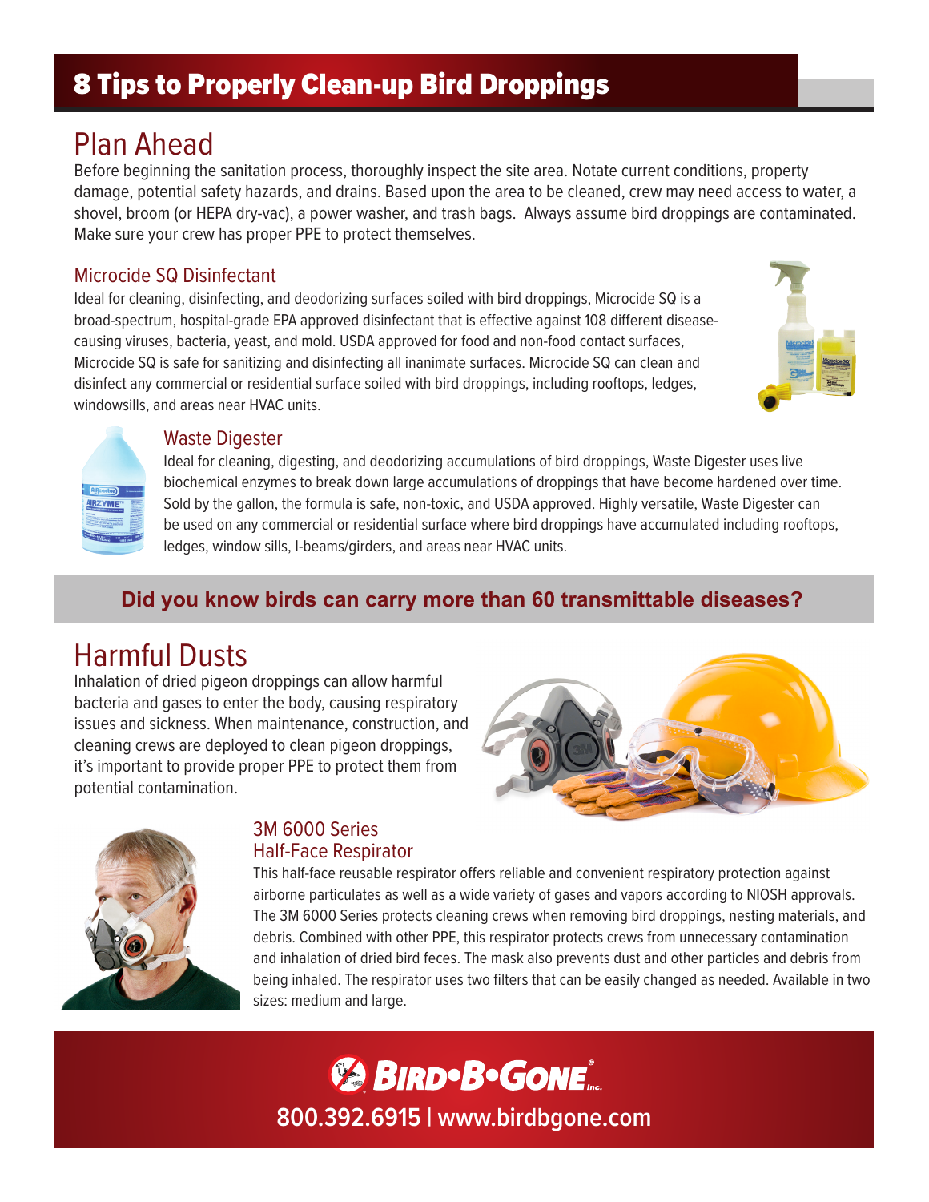# 8 Tips to Properly Clean-up Bird Droppings

## Plan Ahead

Before beginning the sanitation process, thoroughly inspect the site area. Notate current conditions, property damage, potential safety hazards, and drains. Based upon the area to be cleaned, crew may need access to water, a shovel, broom (or HEPA dry-vac), a power washer, and trash bags. Always assume bird droppings are contaminated. Make sure your crew has proper PPE to protect themselves.

### Microcide SQ Disinfectant

Ideal for cleaning, disinfecting, and deodorizing surfaces soiled with bird droppings, Microcide SQ is a broad-spectrum, hospital-grade EPA approved disinfectant that is effective against 108 different disease-causing viruses, bacteria, yeast, and mold. USDA approved for food and non-food contact surfaces, Microcide SQ is safe for sanitizing and disinfecting all inanimate surfaces. Microcide SQ can clean and disinfect any commercial or residential surface soiled with bird droppings, including rooftops, ledges, windowsills, and areas near HVAC units.

### Waste Digester

Ideal for cleaning, digesting, and deodorizing accumulations of bird droppings, Waste Digester uses live biochemical enzymes to break down large accumulations of droppings that have become hardened over time. Sold by the gallon, the formula is safe, non-toxic, and USDA approved. Highly versatile, Waste Digester can be used on any commercial or residential surface where bird droppings have accumulated including rooftops, ledges, window sills, I-beams/girders, and areas near HVAC units.

**Did you know birds can carry more than 60 transmittable diseases?**

## Harmful Dusts

Inhalation of dried pigeon droppings can allow harmful bacteria and gases to enter the body, causing respiratory issues and sickness. When maintenance, construction, and cleaning crews are deployed to clean pigeon droppings, it's important to provide proper PPE to protect them from potential contamination.

### 3M 6000 Series Half-Face Respirator

This half-face reusable respirator offers reliable and convenient respiratory protection against airborne particulates as well as a wide variety of gases and vapors according to NIOSH approvals. The 3M 6000 Series protects cleaning crews when removing bird droppings, nesting materials, and debris. Combined with other PPE, this respirator protects crews from unnecessary contamination and inhalation of dried bird feces. The mask also prevents dust and other particles and debris from being inhaled. The respirator uses two filters that can be easily changed as needed. Available in two sizes: medium and large.

**BIRD•B•GONE Inc.**

800.392.6915 | www.birdbgone.com